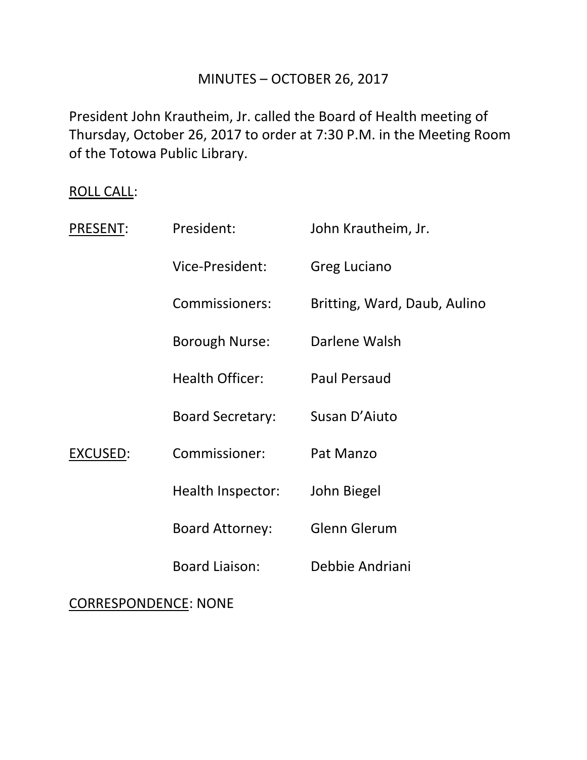# MINUTES – OCTOBER 26, 2017

President John Krautheim, Jr. called the Board of Health meeting of Thursday, October 26, 2017 to order at 7:30 P.M. in the Meeting Room of the Totowa Public Library.

<u>ROLL CALL</u>:

| | | |
|---|---|---|
| <u>PRESENT</u>: | President: | John Krautheim, Jr. |
| | Vice-President: | Greg Luciano |
| | Commissioners: | Britting, Ward, Daub, Aulino |
| | Borough Nurse: | Darlene Walsh |
| | Health Officer: | Paul Persaud |
| | Board Secretary: | Susan D'Aiuto |
| <u>EXCUSED</u>: | Commissioner: | Pat Manzo |
| | Health Inspector: | John Biegel |
| | Board Attorney: | Glenn Glerum |
| | Board Liaison: | Debbie Andriani |

<u>CORRESPONDENCE</u>: NONE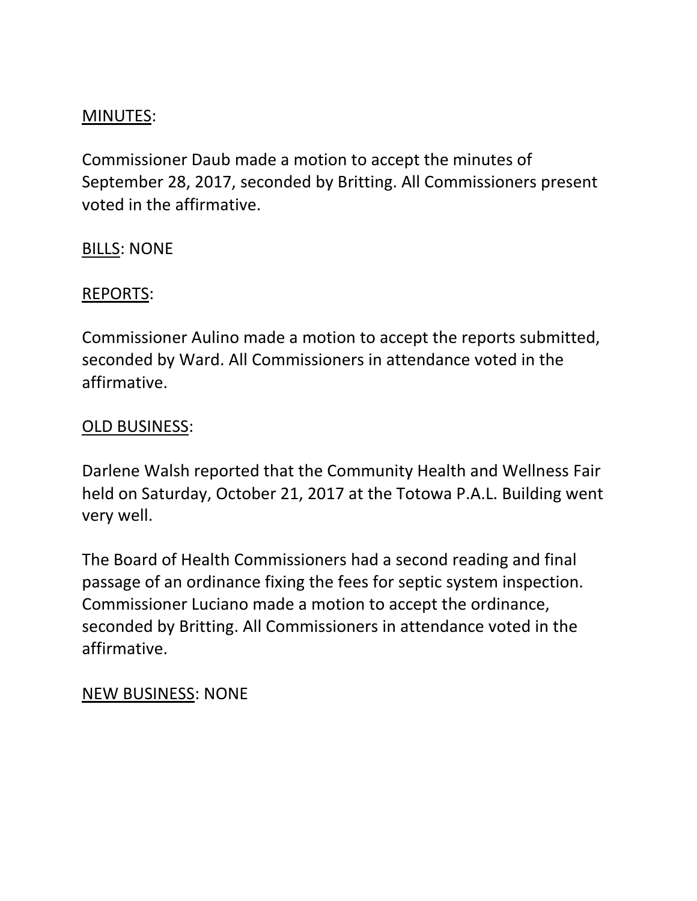<u>MINUTES</u>:

Commissioner Daub made a motion to accept the minutes of September 28, 2017, seconded by Britting. All Commissioners present voted in the affirmative.

<u>BILLS</u>: NONE

<u>REPORTS</u>:

Commissioner Aulino made a motion to accept the reports submitted, seconded by Ward. All Commissioners in attendance voted in the affirmative.

<u>OLD BUSINESS</u>:

Darlene Walsh reported that the Community Health and Wellness Fair held on Saturday, October 21, 2017 at the Totowa P.A.L. Building went very well.

The Board of Health Commissioners had a second reading and final passage of an ordinance fixing the fees for septic system inspection. Commissioner Luciano made a motion to accept the ordinance, seconded by Britting. All Commissioners in attendance voted in the affirmative.

<u>NEW BUSINESS</u>: NONE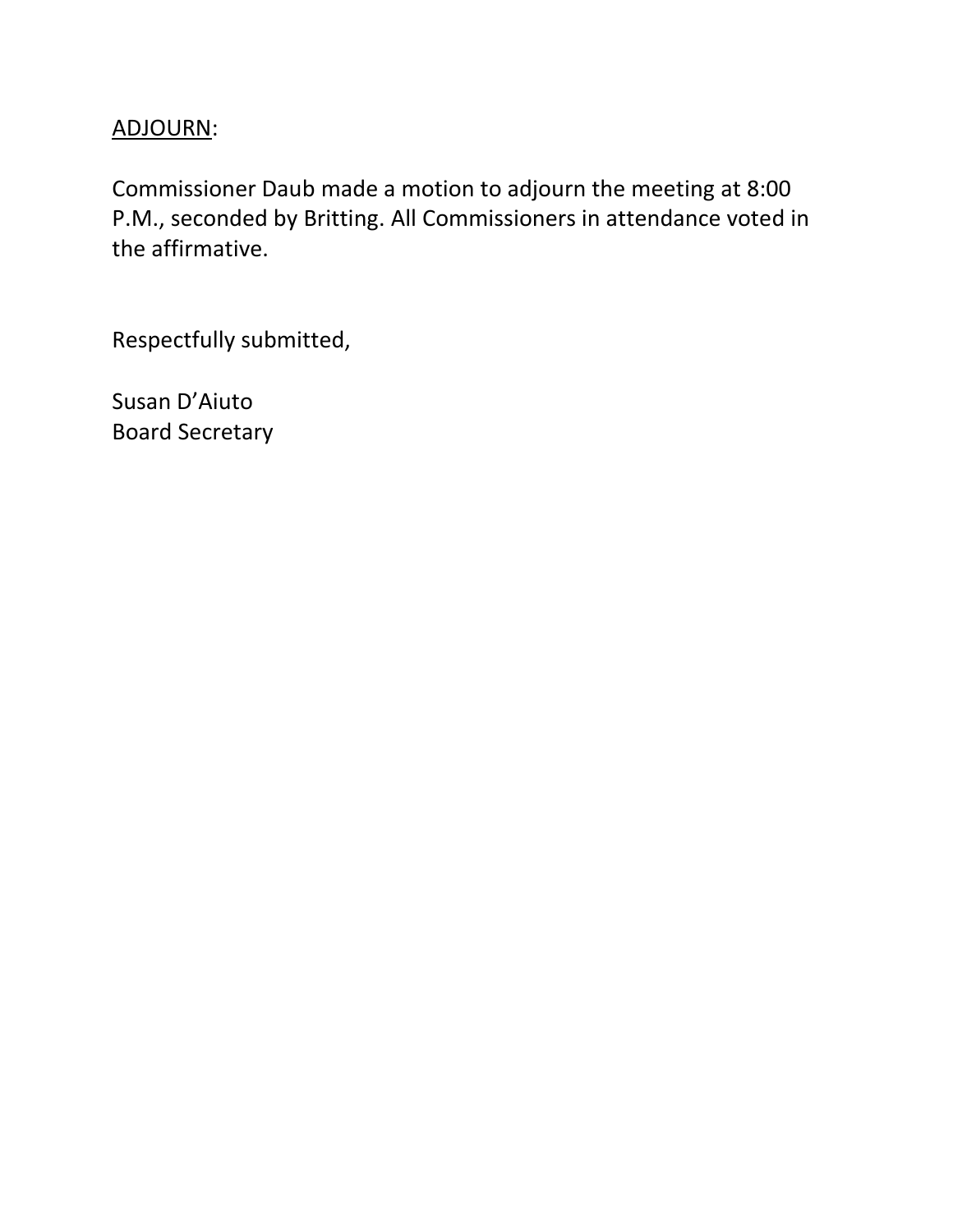<u>ADJOURN</u>:

Commissioner Daub made a motion to adjourn the meeting at 8:00 P.M., seconded by Britting. All Commissioners in attendance voted in the affirmative.

Respectfully submitted,

Susan D'Aiuto
Board Secretary